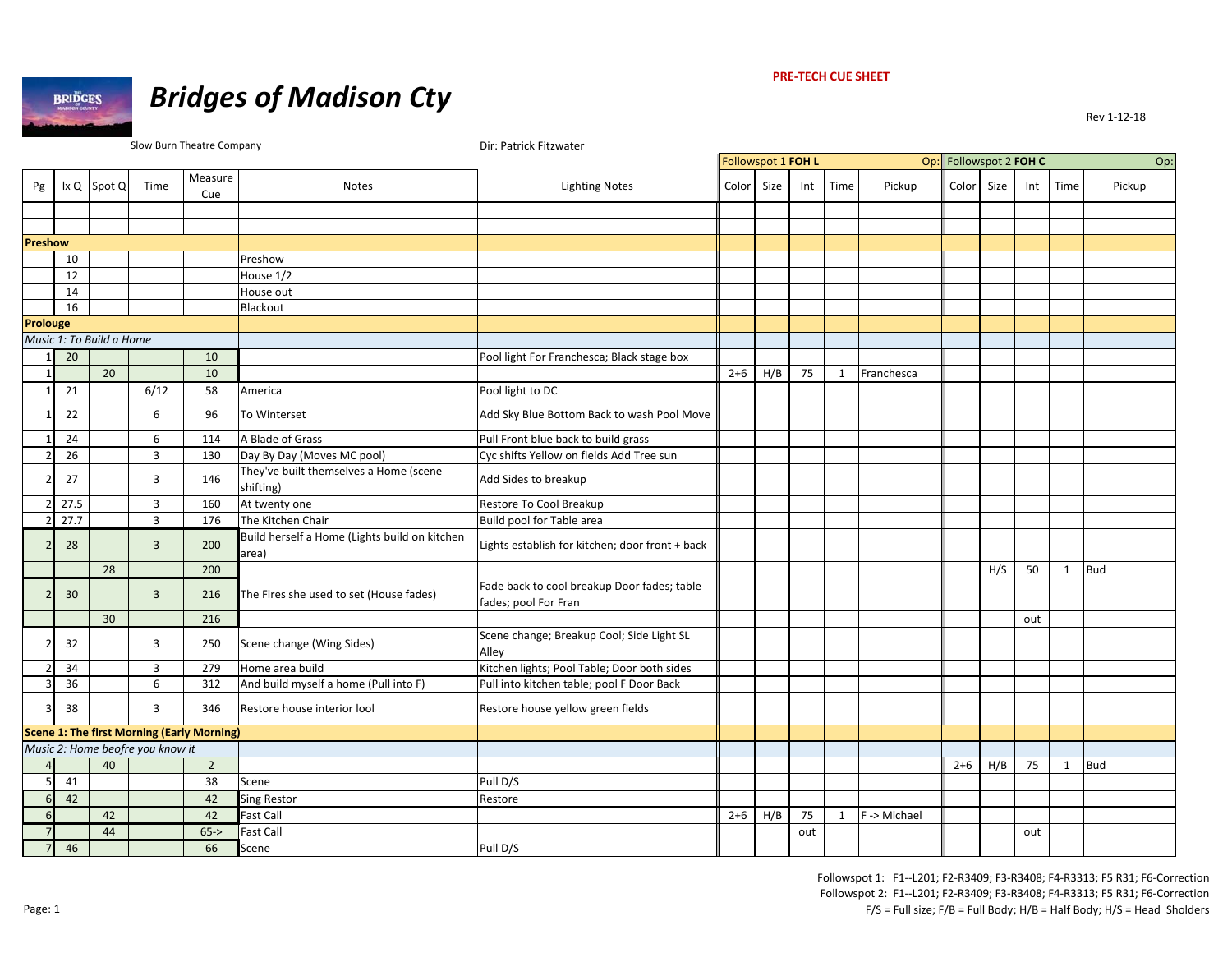**PRE-TECH CUE SHEET**

# Bridges of Madison Cty

Rev 1-12-18

Slow Burn Theatre Company

Dir: Patrick Fitzwater

| Pg | lx Q | Spot Q | Time | Measure Cue | Notes | Lighting Notes | Followspot 1 FOH L Color | Size | Int | Time | Pickup (Op:) | Followspot 2 FOH C Color | Size | Int | Time | Pickup (Op:) |
|---|---|---|---|---|---|---|---|---|---|---|---|---|---|---|---|---|
| | | | | | | | | | | | | | | | | |
| | | | | | | | | | | | | | | | | |
| **Preshow** | | | | | | | | | | | | | | | | |
| | 10 | | | | Preshow | | | | | | | | | | | |
| | 12 | | | | House 1/2 | | | | | | | | | | | |
| | 14 | | | | House out | | | | | | | | | | | |
| | 16 | | | | Blackout | | | | | | | | | | | |
| **Prolouge** | | | | | | | | | | | | | | | | |
| *Music 1: To Build a Home* | | | | | | | | | | | | | | | | |
| 1 | 20 | | | 10 | | Pool light For Franchesca; Black stage box | | | | | | | | | | |
| 1 | | 20 | | 10 | | | 2+6 | H/B | 75 | 1 | Franchesca | | | | | |
| 1 | 21 | | 6/12 | 58 | America | Pool light to DC | | | | | | | | | | |
| 1 | 22 | | 6 | 96 | To Winterset | Add Sky Blue Bottom Back to wash Pool Move | | | | | | | | | | |
| 1 | 24 | | 6 | 114 | A Blade of Grass | Pull Front blue back to build grass | | | | | | | | | | |
| 2 | 26 | | 3 | 130 | Day By Day (Moves MC pool) | Cyc shifts Yellow on fields Add Tree sun | | | | | | | | | | |
| 2 | 27 | | 3 | 146 | They've built themselves a Home (scene shifting) | Add Sides to breakup | | | | | | | | | | |
| 2 | 27.5 | | 3 | 160 | At twenty one | Restore To Cool Breakup | | | | | | | | | | |
| 2 | 27.7 | | 3 | 176 | The Kitchen Chair | Build pool for Table area | | | | | | | | | | |
| 2 | 28 | | 3 | 200 | Build herself a Home (Lights build on kitchen area) | Lights establish for kitchen; door front + back | | | | | | | | | | |
| | | 28 | | 200 | | | | | | | | | H/S | 50 | 1 | Bud |
| 2 | 30 | | 3 | 216 | The Fires she used to set (House fades) | Fade back to cool breakup Door fades; table fades; pool For Fran | | | | | | | | | | |
| | | 30 | | 216 | | | | | | | | | | out | | |
| 2 | 32 | | 3 | 250 | Scene change (Wing Sides) | Scene change; Breakup Cool; Side Light SL Alley | | | | | | | | | | |
| 2 | 34 | | 3 | 279 | Home area build | Kitchen lights; Pool Table; Door both sides | | | | | | | | | | |
| 3 | 36 | | 6 | 312 | And build myself a home (Pull into F) | Pull into kitchen table; pool F Door Back | | | | | | | | | | |
| 3 | 38 | | 3 | 346 | Restore house interior lool | Restore house yellow green fields | | | | | | | | | | |
| **Scene 1: The first Morning (Early Morning)** | | | | | | | | | | | | | | | | |
| *Music 2: Home beofre you know it* | | | | | | | | | | | | | | | | |
| 4 | | 40 | | 2 | | | | | | | | 2+6 | H/B | 75 | 1 | Bud |
| 5 | 41 | | | 38 | Scene | Pull D/S | | | | | | | | | | |
| 6 | 42 | | | 42 | Sing Restor | Restore | | | | | | | | | | |
| 6 | | 42 | | 42 | Fast Call | | 2+6 | H/B | 75 | 1 | F -> Michael | | | | | |
| 7 | | 44 | | 65-> | Fast Call | | | | out | | | | | out | | |
| 7 | 46 | | | 66 | Scene | Pull D/S | | | | | | | | | | |

Followspot 1: F1--L201; F2-R3409; F3-R3408; F4-R3313; F5 R31; F6-Correction
Followspot 2: F1--L201; F2-R3409; F3-R3408; F4-R3313; F5 R31; F6-Correction
F/S = Full size; F/B = Full Body; H/B = Half Body; H/S = Head Sholders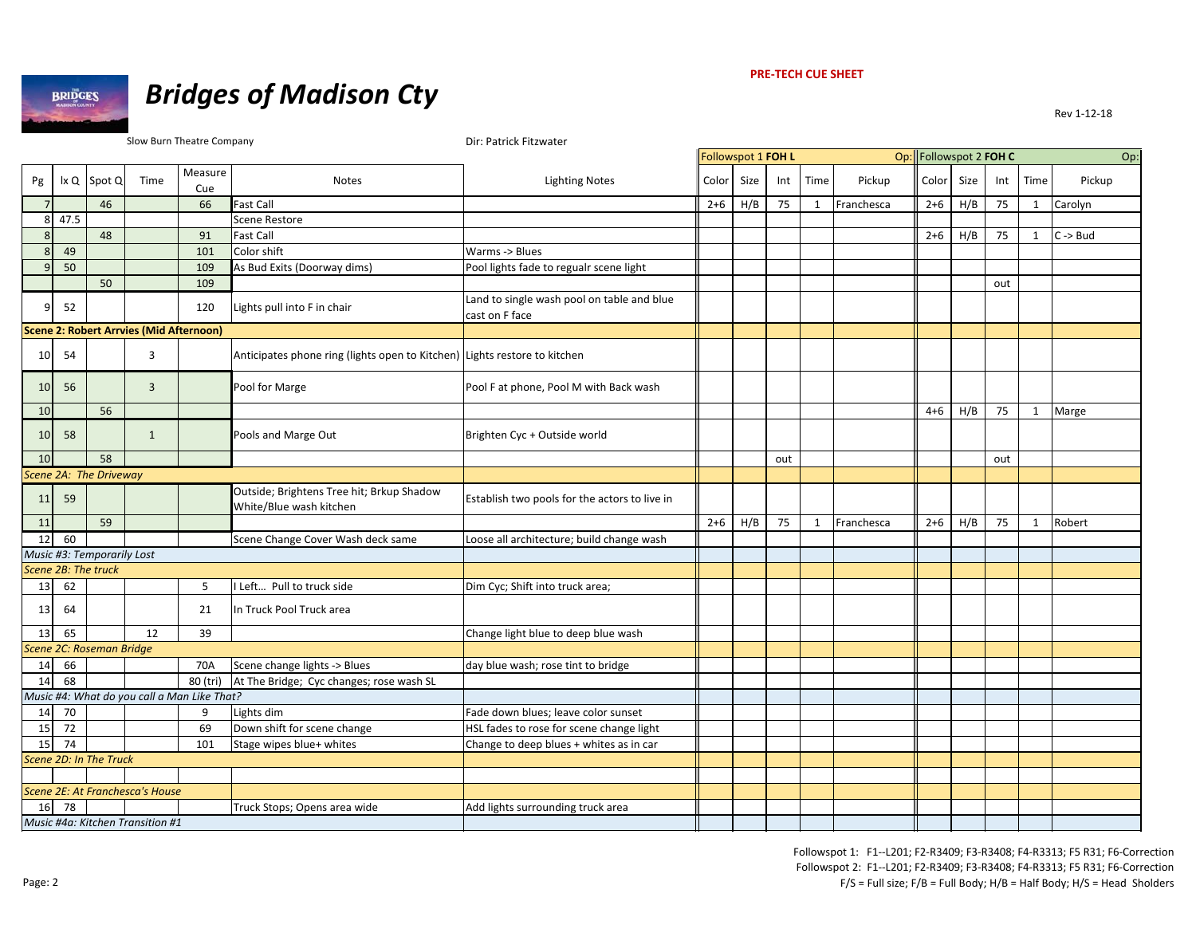**PRE-TECH CUE SHEET**

# Bridges of Madison Cty

Rev 1-12-18

Slow Burn Theatre Company

Dir: Patrick Fitzwater

| Pg | lx Q | Spot Q | Time | Measure Cue | Notes | Lighting Notes | Followspot 1 FOH L Color | Size | Int | Time | Pickup | Followspot 2 FOH C Color | Size | Int | Time | Pickup |
|---|---|---|---|---|---|---|---|---|---|---|---|---|---|---|---|---|
| | | | | | | | Op: | | | | | Op: | | | | |
| 7 | | 46 | | 66 | Fast Call | | 2+6 | H/B | 75 | 1 | Franchesca | 2+6 | H/B | 75 | 1 | Carolyn |
| 8 | 47.5 | | | | Scene Restore | | | | | | | | | | | |
| 8 | | 48 | | 91 | Fast Call | | | | | | | 2+6 | H/B | 75 | 1 | C -> Bud |
| 8 | 49 | | | 101 | Color shift | Warms -> Blues | | | | | | | | | | |
| 9 | 50 | | | 109 | As Bud Exits (Doorway dims) | Pool lights fade to regualr scene light | | | | | | | | | | |
| | | 50 | | 109 | | | | | | | | | | out | | |
| 9 | 52 | | | 120 | Lights pull into F in chair | Land to single wash pool on table and blue cast on F face | | | | | | | | | | |
| **Scene 2: Robert Arrvies (Mid Afternoon)** | | | | | | | | | | | | | | | | |
| 10 | 54 | | 3 | | Anticipates phone ring (lights open to Kitchen) | Lights restore to kitchen | | | | | | | | | | |
| 10 | 56 | | 3 | | Pool for Marge | Pool F at phone, Pool M with Back wash | | | | | | | | | | |
| 10 | | 56 | | | | | | | | | | 4+6 | H/B | 75 | 1 | Marge |
| 10 | 58 | | 1 | | Pools and Marge Out | Brighten Cyc + Outside world | | | | | | | | | | |
| 10 | | 58 | | | | | | | out | | | | | out | | |
| *Scene 2A: The Driveway* | | | | | | | | | | | | | | | | |
| 11 | 59 | | | | Outside; Brightens Tree hit; Brkup Shadow White/Blue wash kitchen | Establish two pools for the actors to live in | | | | | | | | | | |
| 11 | | 59 | | | | | 2+6 | H/B | 75 | 1 | Franchesca | 2+6 | H/B | 75 | 1 | Robert |
| 12 | 60 | | | | Scene Change Cover Wash deck same | Loose all architecture; build change wash | | | | | | | | | | |
| *Music #3: Temporarily Lost* | | | | | | | | | | | | | | | | |
| *Scene 2B: The truck* | | | | | | | | | | | | | | | | |
| 13 | 62 | | | 5 | I Left... Pull to truck side | Dim Cyc; Shift into truck area; | | | | | | | | | | |
| 13 | 64 | | | 21 | In Truck Pool Truck area | | | | | | | | | | | |
| 13 | 65 | | 12 | 39 | | Change light blue to deep blue wash | | | | | | | | | | |
| *Scene 2C: Roseman Bridge* | | | | | | | | | | | | | | | | |
| 14 | 66 | | | 70A | Scene change lights -> Blues | day blue wash; rose tint to bridge | | | | | | | | | | |
| 14 | 68 | | | 80 (tri) | At The Bridge; Cyc changes; rose wash SL | | | | | | | | | | | |
| *Music #4: What do you call a Man Like That?* | | | | | | | | | | | | | | | | |
| 14 | 70 | | | 9 | Lights dim | Fade down blues; leave color sunset | | | | | | | | | | |
| 15 | 72 | | | 69 | Down shift for scene change | HSL fades to rose for scene change light | | | | | | | | | | |
| 15 | 74 | | | 101 | Stage wipes blue+ whites | Change to deep blues + whites as in car | | | | | | | | | | |
| *Scene 2D: In The Truck* | | | | | | | | | | | | | | | | |
| | | | | | | | | | | | | | | | | |
| *Scene 2E: At Franchesca's House* | | | | | | | | | | | | | | | | |
| 16 | 78 | | | | Truck Stops; Opens area wide | Add lights surrounding truck area | | | | | | | | | | |
| *Music #4a: Kitchen Transition #1* | | | | | | | | | | | | | | | | |

Followspot 1: F1--L201; F2-R3409; F3-R3408; F4-R3313; F5 R31; F6-Correction
Followspot 2: F1--L201; F2-R3409; F3-R3408; F4-R3313; F5 R31; F6-Correction
F/S = Full size; F/B = Full Body; H/B = Half Body; H/S = Head Sholders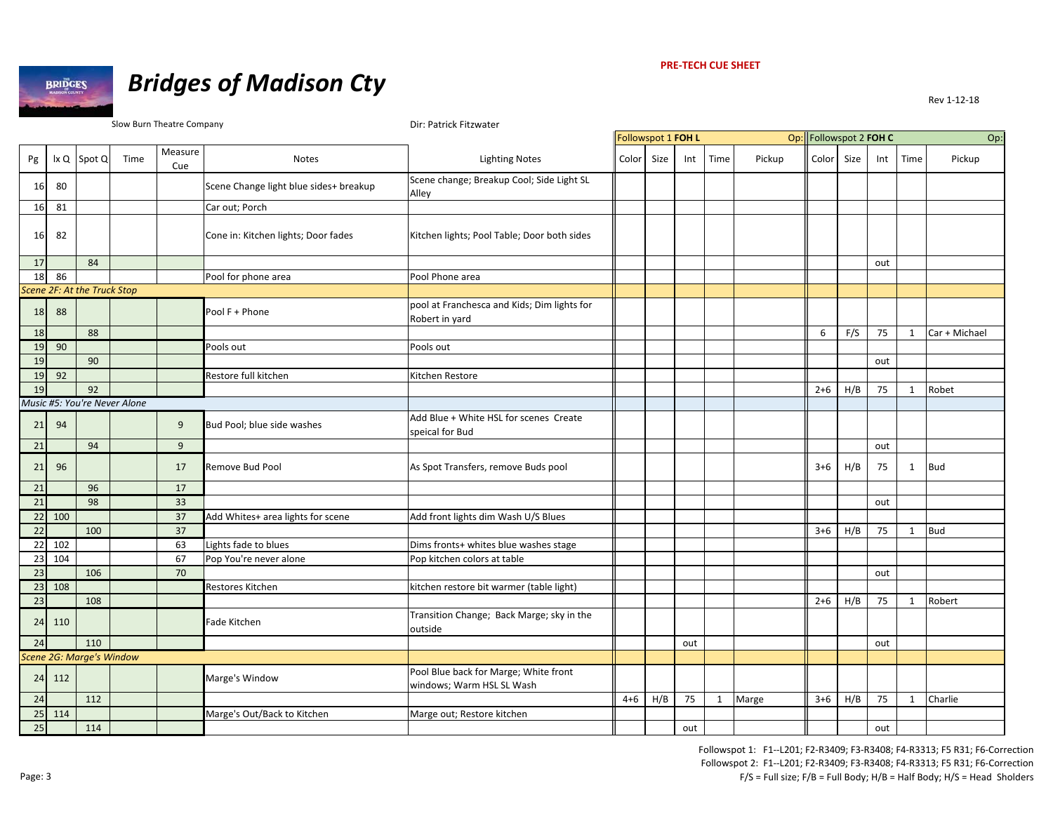PRE-TECH CUE SHEET

# Bridges of Madison Cty

Rev 1-12-18

Slow Burn Theatre Company

Dir: Patrick Fitzwater

| | | | | | | | Followspot 1 **FOH L** | | | | Op: | Followspot 2 **FOH C** | | | | Op: |
|---|---|---|---|---|---|---|---|---|---|---|---|---|---|---|---|---|
| Pg | lx Q | Spot Q | Time | Measure Cue | Notes | Lighting Notes | Color | Size | Int | Time | Pickup | Color | Size | Int | Time | Pickup |
| 16 | 80 | | | | Scene Change light blue sides+ breakup | Scene change; Breakup Cool; Side Light SL Alley | | | | | | | | | | |
| 16 | 81 | | | | Car out; Porch | | | | | | | | | | | |
| 16 | 82 | | | | Cone in: Kitchen lights; Door fades | Kitchen lights; Pool Table; Door both sides | | | | | | | | | | |
| 17 | | 84 | | | | | | | | | | | | out | | |
| 18 | 86 | | | | Pool for phone area | Pool Phone area | | | | | | | | | | |
| *Scene 2F: At the Truck Stop* | | | | | | | | | | | | | | | | |
| 18 | 88 | | | | Pool F + Phone | pool at Franchesca and Kids; Dim lights for Robert in yard | | | | | | | | | | |
| 18 | | 88 | | | | | | | | | | 6 | F/S | 75 | 1 | Car + Michael |
| 19 | 90 | | | | Pools out | Pools out | | | | | | | | | | |
| 19 | | 90 | | | | | | | | | | | | out | | |
| 19 | 92 | | | | Restore full kitchen | Kitchen Restore | | | | | | | | | | |
| 19 | | 92 | | | | | | | | | | 2+6 | H/B | 75 | 1 | Robet |
| *Music #5: You're Never Alone* | | | | | | | | | | | | | | | | |
| 21 | 94 | | | 9 | Bud Pool; blue side washes | Add Blue + White HSL for scenes Create speical for Bud | | | | | | | | | | |
| 21 | | 94 | | 9 | | | | | | | | | | out | | |
| 21 | 96 | | | 17 | Remove Bud Pool | As Spot Transfers, remove Buds pool | | | | | | 3+6 | H/B | 75 | 1 | Bud |
| 21 | | 96 | | 17 | | | | | | | | | | | | |
| 21 | | 98 | | 33 | | | | | | | | | | out | | |
| 22 | 100 | | | 37 | Add Whites+ area lights for scene | Add front lights dim Wash U/S Blues | | | | | | | | | | |
| 22 | | 100 | | 37 | | | | | | | | 3+6 | H/B | 75 | 1 | Bud |
| 22 | 102 | | | 63 | Lights fade to blues | Dims fronts+ whites blue washes stage | | | | | | | | | | |
| 23 | 104 | | | 67 | Pop You're never alone | Pop kitchen colors at table | | | | | | | | | | |
| 23 | | 106 | | 70 | | | | | | | | | | out | | |
| 23 | 108 | | | | Restores Kitchen | kitchen restore bit warmer (table light) | | | | | | | | | | |
| 23 | | 108 | | | | | | | | | | 2+6 | H/B | 75 | 1 | Robert |
| 24 | 110 | | | | Fade Kitchen | Transition Change; Back Marge; sky in the outside | | | | | | | | | | |
| 24 | | 110 | | | | | | | out | | | | | out | | |
| *Scene 2G: Marge's Window* | | | | | | | | | | | | | | | | |
| 24 | 112 | | | | Marge's Window | Pool Blue back for Marge; White front windows; Warm HSL SL Wash | | | | | | | | | | |
| 24 | | 112 | | | | | 4+6 | H/B | 75 | 1 | Marge | 3+6 | H/B | 75 | 1 | Charlie |
| 25 | 114 | | | | Marge's Out/Back to Kitchen | Marge out; Restore kitchen | | | | | | | | | | |
| 25 | | 114 | | | | | | | out | | | | | out | | |

Followspot 1: F1--L201; F2-R3409; F3-R3408; F4-R3313; F5 R31; F6-Correction
Followspot 2: F1--L201; F2-R3409; F3-R3408; F4-R3313; F5 R31; F6-Correction
F/S = Full size; F/B = Full Body; H/B = Half Body; H/S = Head Sholders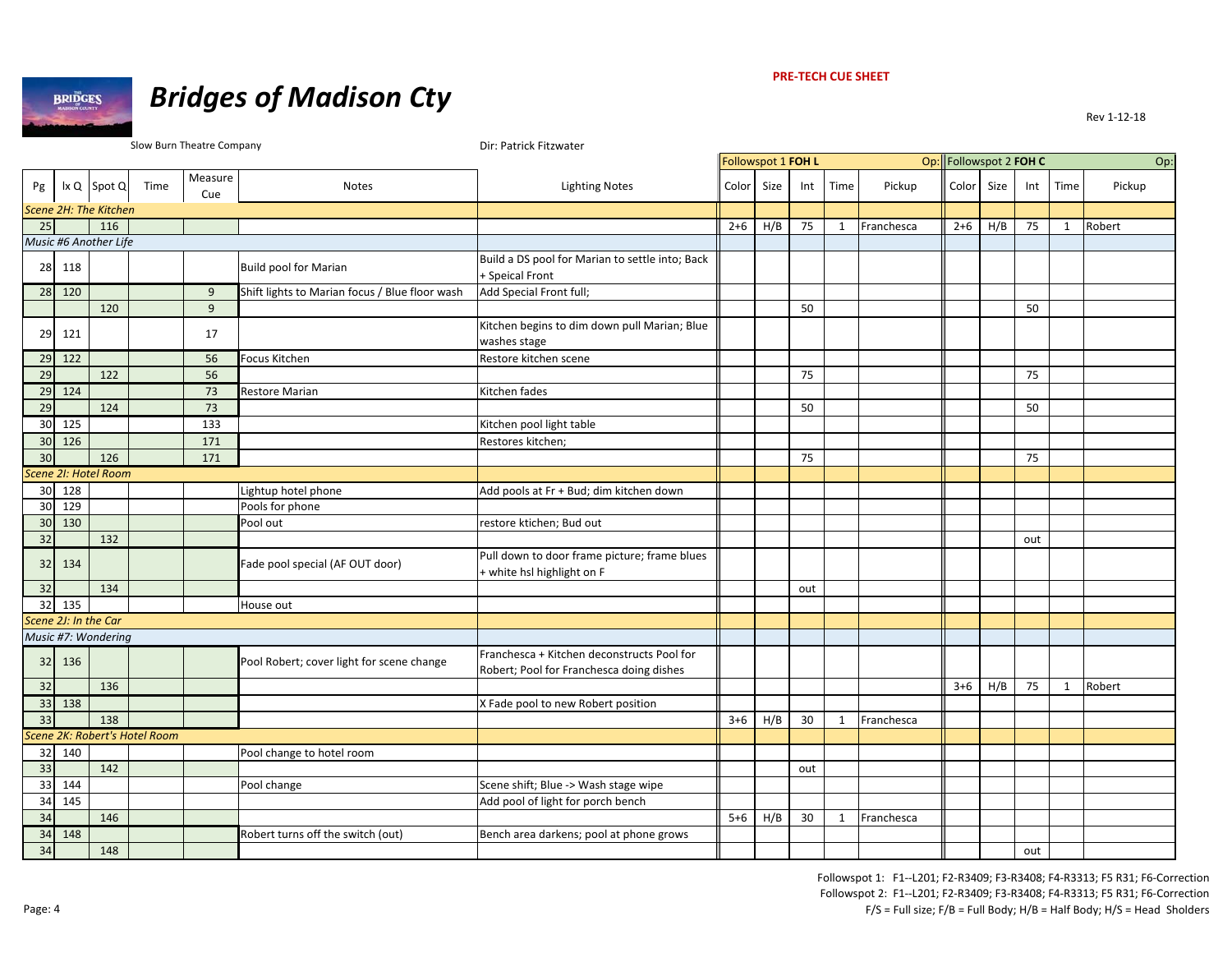**PRE-TECH CUE SHEET**

# Bridges of Madison Cty

Rev 1-12-18

Slow Burn Theatre Company

Dir: Patrick Fitzwater

| Pg | lx Q | Spot Q | Time | Measure Cue | Notes | Lighting Notes | Followspot 1 FOH L Color | Size | Int | Time | Pickup | Followspot 2 FOH C Color | Size | Int | Time | Pickup |
|---|---|---|---|---|---|---|---|---|---|---|---|---|---|---|---|---|
| *Scene 2H: The Kitchen* | | | | | | | | | | | | | | | | |
| 25 | | 116 | | | | | 2+6 | H/B | 75 | 1 | Franchesca | 2+6 | H/B | 75 | 1 | Robert |
| *Music #6 Another Life* | | | | | | | | | | | | | | | | |
| 28 | 118 | | | | Build pool for Marian | Build a DS pool for Marian to settle into; Back + Speical Front | | | | | | | | | | |
| 28 | 120 | | | 9 | Shift lights to Marian focus / Blue floor wash | Add Special Front full; | | | | | | | | | | |
| | | 120 | | 9 | | | | | 50 | | | | | 50 | | |
| 29 | 121 | | | 17 | | Kitchen begins to dim down pull Marian; Blue washes stage | | | | | | | | | | |
| 29 | 122 | | | 56 | Focus Kitchen | Restore kitchen scene | | | | | | | | | | |
| 29 | | 122 | | 56 | | | | | 75 | | | | | 75 | | |
| 29 | 124 | | | 73 | Restore Marian | Kitchen fades | | | | | | | | | | |
| 29 | | 124 | | 73 | | | | | 50 | | | | | 50 | | |
| 30 | 125 | | | 133 | | Kitchen pool light table | | | | | | | | | | |
| 30 | 126 | | | 171 | | Restores kitchen; | | | | | | | | | | |
| 30 | | 126 | | 171 | | | | | 75 | | | | | 75 | | |
| *Scene 2I: Hotel Room* | | | | | | | | | | | | | | | | |
| 30 | 128 | | | | Lightup hotel phone | Add pools at Fr + Bud; dim kitchen down | | | | | | | | | | |
| 30 | 129 | | | | Pools for phone | | | | | | | | | | | |
| 30 | 130 | | | | Pool out | restore ktichen; Bud out | | | | | | | | | | |
| 32 | | 132 | | | | | | | | | | | | out | | |
| 32 | 134 | | | | Fade pool special (AF OUT door) | Pull down to door frame picture; frame blues + white hsl highlight on F | | | | | | | | | | |
| 32 | | 134 | | | | | | | out | | | | | | | |
| 32 | 135 | | | | House out | | | | | | | | | | | |
| *Scene 2J: In the Car* | | | | | | | | | | | | | | | | |
| *Music #7: Wondering* | | | | | | | | | | | | | | | | |
| 32 | 136 | | | | Pool Robert; cover light for scene change | Franchesca + Kitchen deconstructs Pool for Robert; Pool for Franchesca doing dishes | | | | | | | | | | |
| 32 | | 136 | | | | | | | | | | 3+6 | H/B | 75 | 1 | Robert |
| 33 | 138 | | | | | X Fade pool to new Robert position | | | | | | | | | | |
| 33 | | 138 | | | | | 3+6 | H/B | 30 | 1 | Franchesca | | | | | |
| *Scene 2K: Robert's Hotel Room* | | | | | | | | | | | | | | | | |
| 32 | 140 | | | | Pool change to hotel room | | | | | | | | | | | |
| 33 | | 142 | | | | | | | out | | | | | | | |
| 33 | 144 | | | | Pool change | Scene shift; Blue -> Wash stage wipe | | | | | | | | | | |
| 34 | 145 | | | | | Add pool of light for porch bench | | | | | | | | | | |
| 34 | | 146 | | | | | 5+6 | H/B | 30 | 1 | Franchesca | | | | | |
| 34 | 148 | | | | Robert turns off the switch (out) | Bench area darkens; pool at phone grows | | | | | | | | | | |
| 34 | | 148 | | | | | | | | | | | | out | | |

Followspot 1: F1--L201; F2-R3409; F3-R3408; F4-R3313; F5 R31; F6-Correction
Followspot 2: F1--L201; F2-R3409; F3-R3408; F4-R3313; F5 R31; F6-Correction
F/S = Full size; F/B = Full Body; H/B = Half Body; H/S = Head Sholders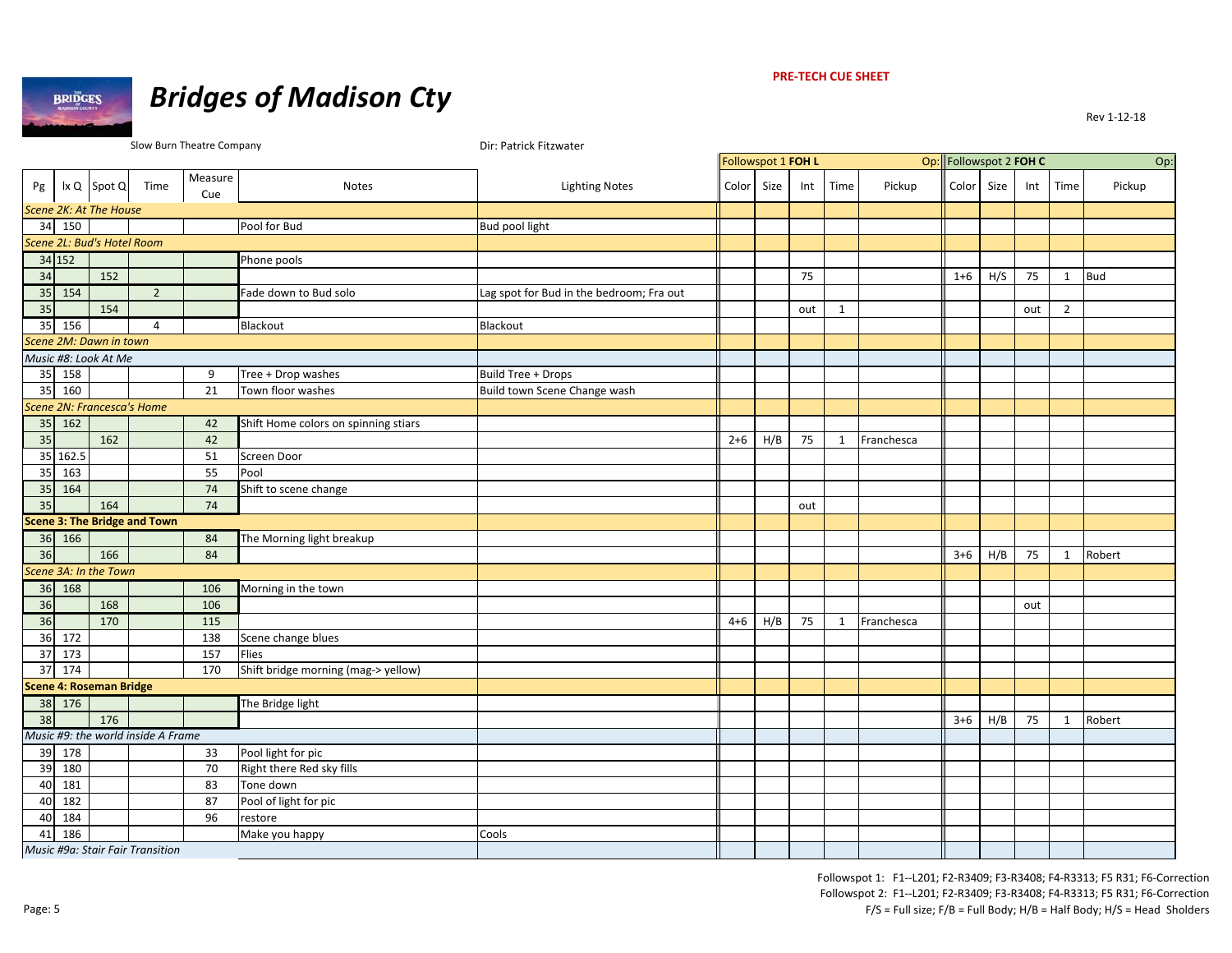**PRE-TECH CUE SHEET**

# *Bridges of Madison Cty*

Rev 1-12-18

Slow Burn Theatre Company

Dir: Patrick Fitzwater

| Pg | lx Q | Spot Q | Time | Measure Cue | Notes | Lighting Notes | Followspot 1 **FOH L** Color | Size | Int | Time | Pickup (Op:) | Followspot 2 **FOH C** Color | Size | Int | Time | Pickup (Op:) |
|---|---|---|---|---|---|---|---|---|---|---|---|---|---|---|---|---|
| *Scene 2K: At The House* | | | | | | | | | | | | | | | | |
| 34 | 150 | | | | Pool for Bud | Bud pool light | | | | | | | | | | |
| *Scene 2L: Bud's Hotel Room* | | | | | | | | | | | | | | | | |
| 34 | 152 | | | | Phone pools | | | | | | | | | | | |
| 34 | | 152 | | | | | | | 75 | | | 1+6 | H/S | 75 | 1 | Bud |
| 35 | 154 | | 2 | | Fade down to Bud solo | Lag spot for Bud in the bedroom; Fra out | | | | | | | | | | |
| 35 | | 154 | | | | | | | out | 1 | | | | out | 2 | |
| 35 | 156 | | 4 | | Blackout | Blackout | | | | | | | | | | |
| *Scene 2M: Dawn in town* | | | | | | | | | | | | | | | | |
| *Music #8: Look At Me* | | | | | | | | | | | | | | | | |
| 35 | 158 | | | 9 | Tree + Drop washes | Build Tree + Drops | | | | | | | | | | |
| 35 | 160 | | | 21 | Town floor washes | Build town Scene Change wash | | | | | | | | | | |
| *Scene 2N: Francesca's Home* | | | | | | | | | | | | | | | | |
| 35 | 162 | | | 42 | Shift Home colors on spinning stiars | | | | | | | | | | | |
| 35 | | 162 | | 42 | | | 2+6 | H/B | 75 | 1 | Franchesca | | | | | |
| 35 | 162.5 | | | 51 | Screen Door | | | | | | | | | | | |
| 35 | 163 | | | 55 | Pool | | | | | | | | | | | |
| 35 | 164 | | | 74 | Shift to scene change | | | | | | | | | | | |
| 35 | | 164 | | 74 | | | | | out | | | | | | | |
| **Scene 3: The Bridge and Town** | | | | | | | | | | | | | | | | |
| 36 | 166 | | | 84 | The Morning light breakup | | | | | | | | | | | |
| 36 | | 166 | | 84 | | | | | | | | 3+6 | H/B | 75 | 1 | Robert |
| *Scene 3A: In the Town* | | | | | | | | | | | | | | | | |
| 36 | 168 | | | 106 | Morning in the town | | | | | | | | | | | |
| 36 | | 168 | | 106 | | | | | | | | | | out | | |
| 36 | | 170 | | 115 | | | 4+6 | H/B | 75 | 1 | Franchesca | | | | | |
| 36 | 172 | | | 138 | Scene change blues | | | | | | | | | | | |
| 37 | 173 | | | 157 | Flies | | | | | | | | | | | |
| 37 | 174 | | | 170 | Shift bridge morning (mag-> yellow) | | | | | | | | | | | |
| **Scene 4: Roseman Bridge** | | | | | | | | | | | | | | | | |
| 38 | 176 | | | | The Bridge light | | | | | | | | | | | |
| 38 | | 176 | | | | | | | | | | 3+6 | H/B | 75 | 1 | Robert |
| *Music #9: the world inside A Frame* | | | | | | | | | | | | | | | | |
| 39 | 178 | | | 33 | Pool light for pic | | | | | | | | | | | |
| 39 | 180 | | | 70 | Right there Red sky fills | | | | | | | | | | | |
| 40 | 181 | | | 83 | Tone down | | | | | | | | | | | |
| 40 | 182 | | | 87 | Pool of light for pic | | | | | | | | | | | |
| 40 | 184 | | | 96 | restore | | | | | | | | | | | |
| 41 | 186 | | | | Make you happy | Cools | | | | | | | | | | |
| *Music #9a: Stair Fair Transition* | | | | | | | | | | | | | | | | |

Followspot 1: F1--L201; F2-R3409; F3-R3408; F4-R3313; F5 R31; F6-Correction
Followspot 2: F1--L201; F2-R3409; F3-R3408; F4-R3313; F5 R31; F6-Correction
F/S = Full size; F/B = Full Body; H/B = Half Body; H/S = Head Sholders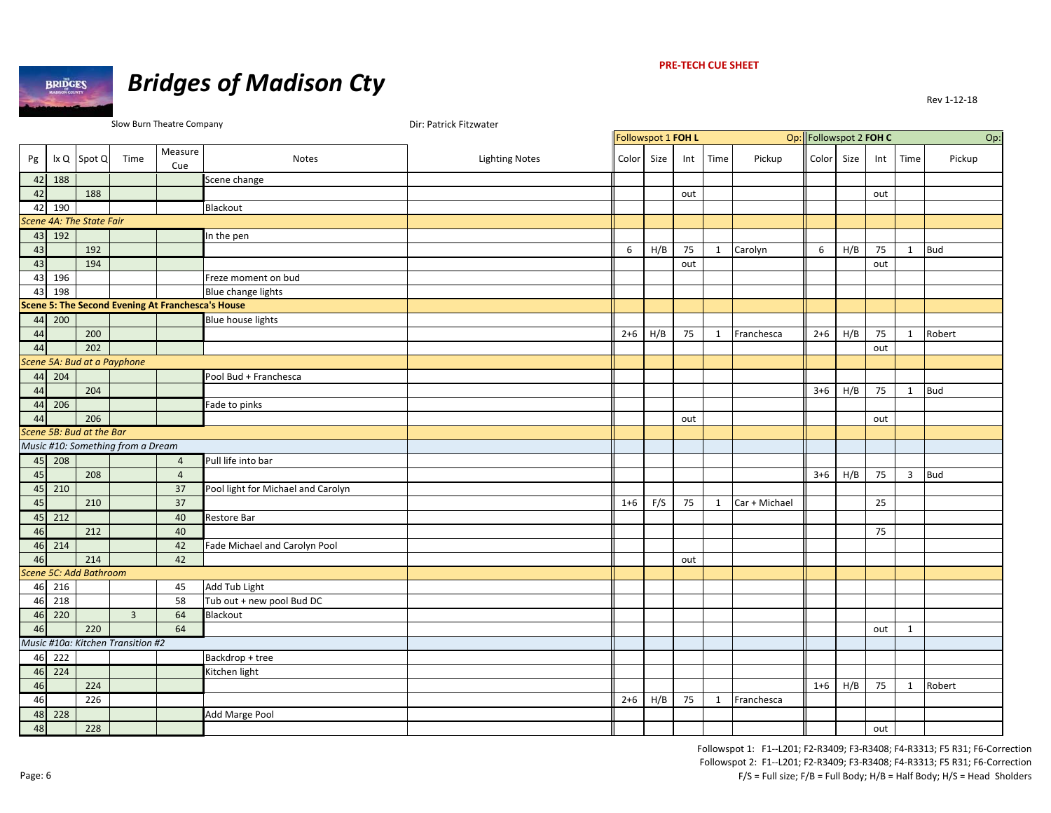**PRE-TECH CUE SHEET**

# Bridges of Madison Cty

Rev 1-12-18

Slow Burn Theatre Company

Dir: Patrick Fitzwater

| Pg | lx Q | Spot Q | Time | Measure Cue | Notes | Lighting Notes | Followspot 1 FOH L Color | Size | Int | Time | Pickup (Op:) | Followspot 2 FOH C Color | Size | Int | Time | Pickup (Op:) |
|---|---|---|---|---|---|---|---|---|---|---|---|---|---|---|---|---|
| 42 | 188 | | | | Scene change | | | | | | | | | | | |
| 42 | | 188 | | | | | | | out | | | | | out | | |
| 42 | 190 | | | | Blackout | | | | | | | | | | | |
| *Scene 4A: The State Fair* | | | | | | | | | | | | | | | | |
| 43 | 192 | | | | In the pen | | | | | | | | | | | |
| 43 | | 192 | | | | | 6 | H/B | 75 | 1 | Carolyn | 6 | H/B | 75 | 1 | Bud |
| 43 | | 194 | | | | | | | out | | | | | out | | |
| 43 | 196 | | | | Freze moment on bud | | | | | | | | | | | |
| 43 | 198 | | | | Blue change lights | | | | | | | | | | | |
| **Scene 5: The Second Evening At Franchesca's House** | | | | | | | | | | | | | | | | |
| 44 | 200 | | | | Blue house lights | | | | | | | | | | | |
| 44 | | 200 | | | | | 2+6 | H/B | 75 | 1 | Franchesca | 2+6 | H/B | 75 | 1 | Robert |
| 44 | | 202 | | | | | | | | | | | | out | | |
| *Scene 5A: Bud at a Payphone* | | | | | | | | | | | | | | | | |
| 44 | 204 | | | | Pool Bud + Franchesca | | | | | | | | | | | |
| 44 | | 204 | | | | | | | | | | 3+6 | H/B | 75 | 1 | Bud |
| 44 | 206 | | | | Fade to pinks | | | | | | | | | | | |
| 44 | | 206 | | | | | | | out | | | | | out | | |
| *Scene 5B: Bud at the Bar* | | | | | | | | | | | | | | | | |
| *Music #10: Something from a Dream* | | | | | | | | | | | | | | | | |
| 45 | 208 | | | 4 | Pull life into bar | | | | | | | | | | | |
| 45 | | 208 | | 4 | | | | | | | | 3+6 | H/B | 75 | 3 | Bud |
| 45 | 210 | | | 37 | Pool light for Michael and Carolyn | | | | | | | | | | | |
| 45 | | 210 | | 37 | | | 1+6 | F/S | 75 | 1 | Car + Michael | | | 25 | | |
| 45 | 212 | | | 40 | Restore Bar | | | | | | | | | | | |
| 46 | | 212 | | 40 | | | | | | | | | | 75 | | |
| 46 | 214 | | | 42 | Fade Michael and Carolyn Pool | | | | | | | | | | | |
| 46 | | 214 | | 42 | | | | | out | | | | | | | |
| *Scene 5C: Add Bathroom* | | | | | | | | | | | | | | | | |
| 46 | 216 | | | 45 | Add Tub Light | | | | | | | | | | | |
| 46 | 218 | | | 58 | Tub out + new pool Bud DC | | | | | | | | | | | |
| 46 | 220 | | 3 | 64 | Blackout | | | | | | | | | | | |
| 46 | | 220 | | 64 | | | | | | | | | | out | 1 | |
| *Music #10a: Kitchen Transition #2* | | | | | | | | | | | | | | | | |
| 46 | 222 | | | | Backdrop + tree | | | | | | | | | | | |
| 46 | 224 | | | | Kitchen light | | | | | | | | | | | |
| 46 | | 224 | | | | | | | | | | 1+6 | H/B | 75 | 1 | Robert |
| 46 | | 226 | | | | | 2+6 | H/B | 75 | 1 | Franchesca | | | | | |
| 48 | 228 | | | | Add Marge Pool | | | | | | | | | | | |
| 48 | | 228 | | | | | | | | | | | | out | | |

Followspot 1: F1--L201; F2-R3409; F3-R3408; F4-R3313; F5 R31; F6-Correction
Followspot 2: F1--L201; F2-R3409; F3-R3408; F4-R3313; F5 R31; F6-Correction
F/S = Full size; F/B = Full Body; H/B = Half Body; H/S = Head Sholders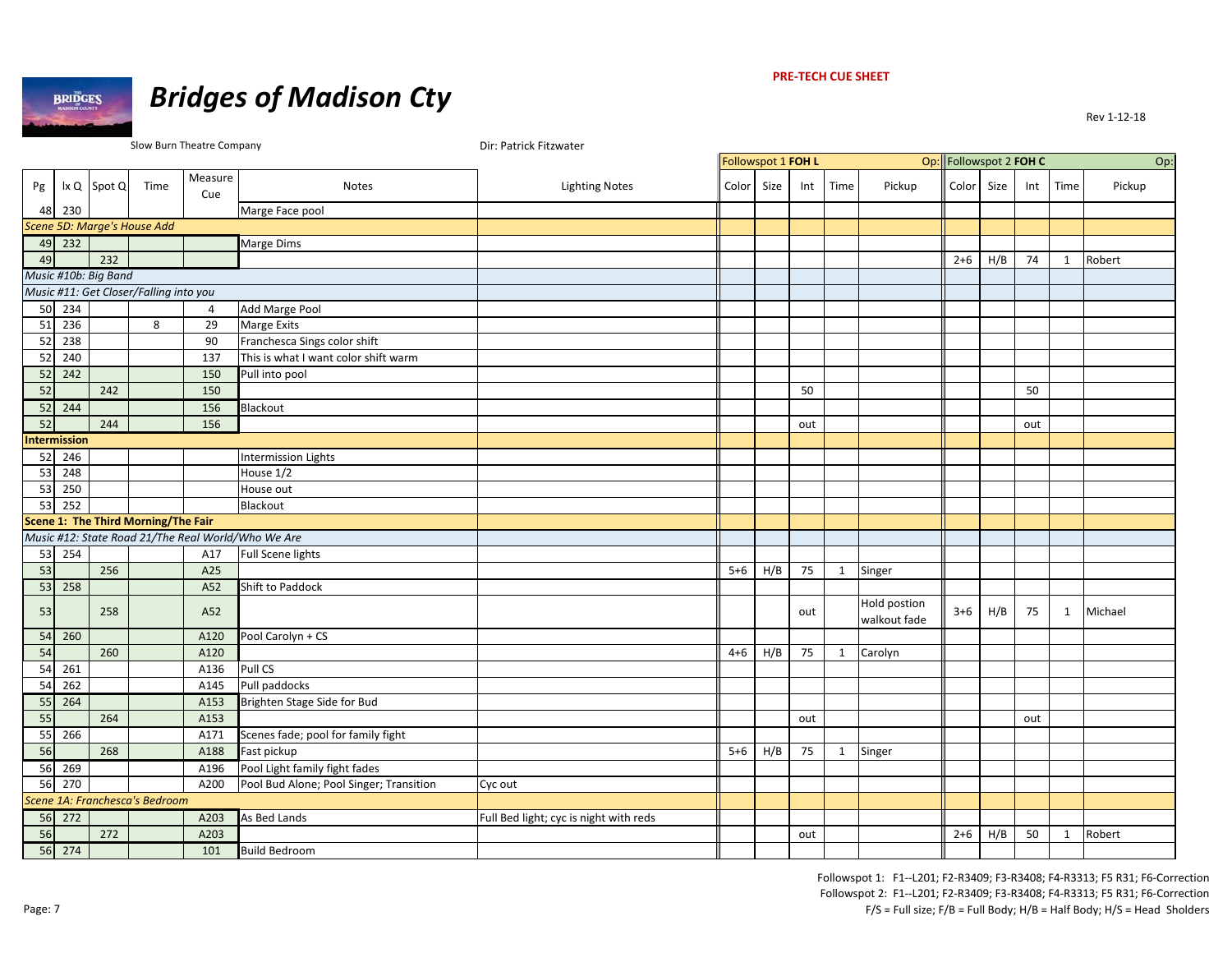**PRE-TECH CUE SHEET**

# Bridges of Madison Cty

Rev 1-12-18

Slow Burn Theatre Company

Dir: Patrick Fitzwater

| Pg | lx Q | Spot Q | Time | Measure Cue | Notes | Lighting Notes | Followspot 1 FOH L Color | Size | Int | Time | Pickup Op: | Followspot 2 FOH C Color | Size | Int | Time | Pickup Op: |
|---|---|---|---|---|---|---|---|---|---|---|---|---|---|---|---|---|
| 48 | 230 | | | | Marge Face pool | | | | | | | | | | | |
| *Scene 5D: Marge's House Add* | | | | | | | | | | | | | | | | |
| 49 | 232 | | | | Marge Dims | | | | | | | | | | | |
| 49 | | 232 | | | | | | | | | | 2+6 | H/B | 74 | 1 | Robert |
| *Music #10b: Big Band* | | | | | | | | | | | | | | | | |
| *Music #11: Get Closer/Falling into you* | | | | | | | | | | | | | | | | |
| 50 | 234 | | | 4 | Add Marge Pool | | | | | | | | | | | |
| 51 | 236 | | 8 | 29 | Marge Exits | | | | | | | | | | | |
| 52 | 238 | | | 90 | Franchesca Sings color shift | | | | | | | | | | | |
| 52 | 240 | | | 137 | This is what I want color shift warm | | | | | | | | | | | |
| 52 | 242 | | | 150 | Pull into pool | | | | | | | | | | | |
| 52 | | 242 | | 150 | | | | | 50 | | | | | 50 | | |
| 52 | 244 | | | 156 | Blackout | | | | | | | | | | | |
| 52 | | 244 | | 156 | | | | | out | | | | | out | | |
| **Intermission** | | | | | | | | | | | | | | | | |
| 52 | 246 | | | | Intermission Lights | | | | | | | | | | | |
| 53 | 248 | | | | House 1/2 | | | | | | | | | | | |
| 53 | 250 | | | | House out | | | | | | | | | | | |
| 53 | 252 | | | | Blackout | | | | | | | | | | | |
| **Scene 1: The Third Morning/The Fair** | | | | | | | | | | | | | | | | |
| *Music #12: State Road 21/The Real World/Who We Are* | | | | | | | | | | | | | | | | |
| 53 | 254 | | | A17 | Full Scene lights | | | | | | | | | | | |
| 53 | | 256 | | A25 | | | 5+6 | H/B | 75 | 1 | Singer | | | | | |
| 53 | 258 | | | A52 | Shift to Paddock | | | | | | | | | | | |
| 53 | | 258 | | A52 | | | | | out | | Hold postion walkout fade | 3+6 | H/B | 75 | 1 | Michael |
| 54 | 260 | | | A120 | Pool Carolyn + CS | | | | | | | | | | | |
| 54 | | 260 | | A120 | | | 4+6 | H/B | 75 | 1 | Carolyn | | | | | |
| 54 | 261 | | | A136 | Pull CS | | | | | | | | | | | |
| 54 | 262 | | | A145 | Pull paddocks | | | | | | | | | | | |
| 55 | 264 | | | A153 | Brighten Stage Side for Bud | | | | | | | | | | | |
| 55 | | 264 | | A153 | | | | | out | | | | | out | | |
| 55 | 266 | | | A171 | Scenes fade; pool for family fight | | | | | | | | | | | |
| 56 | | 268 | | A188 | Fast pickup | | 5+6 | H/B | 75 | 1 | Singer | | | | | |
| 56 | 269 | | | A196 | Pool Light family fight fades | | | | | | | | | | | |
| 56 | 270 | | | A200 | Pool Bud Alone; Pool Singer; Transition | Cyc out | | | | | | | | | | |
| *Scene 1A: Franchesca's Bedroom* | | | | | | | | | | | | | | | | |
| 56 | 272 | | | A203 | As Bed Lands | Full Bed light; cyc is night with reds | | | | | | | | | | |
| 56 | | 272 | | A203 | | | | | out | | | 2+6 | H/B | 50 | 1 | Robert |
| 56 | 274 | | | 101 | Build Bedroom | | | | | | | | | | | |

Followspot 1: F1--L201; F2-R3409; F3-R3408; F4-R3313; F5 R31; F6-Correction
Followspot 2: F1--L201; F2-R3409; F3-R3408; F4-R3313; F5 R31; F6-Correction
F/S = Full size; F/B = Full Body; H/B = Half Body; H/S = Head Sholders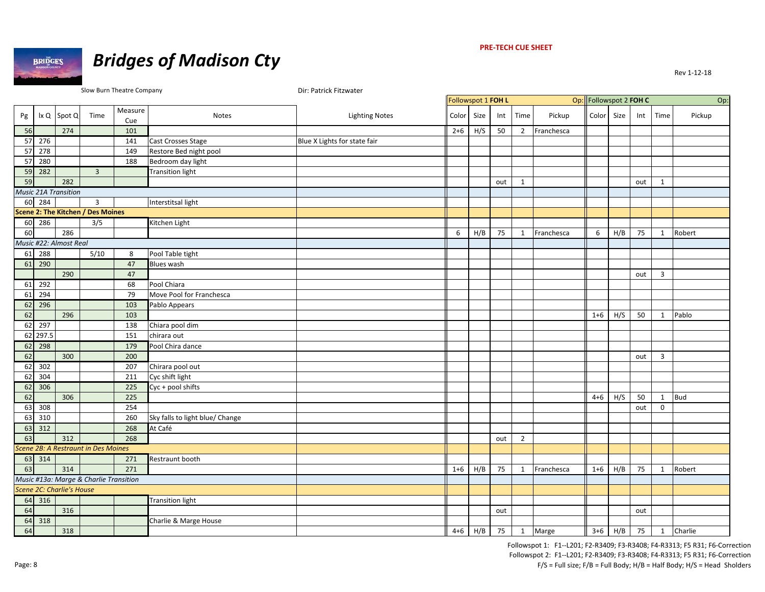PRE-TECH CUE SHEET

# Bridges of Madison Cty

Rev 1-12-18

Slow Burn Theatre Company

Dir: Patrick Fitzwater

| | | | | | | | Followspot 1 FOH L | | | | Op: | Followspot 2 FOH C | | | | Op: |
|---|---|---|---|---|---|---|---|---|---|---|---|---|---|---|---|---|
| Pg | lx Q | Spot Q | Time | Measure Cue | Notes | Lighting Notes | Color | Size | Int | Time | Pickup | Color | Size | Int | Time | Pickup |
| 56 | | 274 | | 101 | | | 2+6 | H/S | 50 | 2 | Franchesca | | | | | |
| 57 | 276 | | | 141 | Cast Crosses Stage | Blue X Lights for state fair | | | | | | | | | | |
| 57 | 278 | | | 149 | Restore Bed night pool | | | | | | | | | | | |
| 57 | 280 | | | 188 | Bedroom day light | | | | | | | | | | | |
| 59 | 282 | | 3 | | Transition light | | | | | | | | | | | |
| 59 | | 282 | | | | | | | out | 1 | | | | out | 1 | |
| *Music 21A Transition* | | | | | | | | | | | | | | | | |
| 60 | 284 | | 3 | | Interstitsal light | | | | | | | | | | | |
| **Scene 2: The Kitchen / Des Moines** | | | | | | | | | | | | | | | | |
| 60 | 286 | | 3/5 | | Kitchen Light | | | | | | | | | | | |
| 60 | | 286 | | | | | 6 | H/B | 75 | 1 | Franchesca | 6 | H/B | 75 | 1 | Robert |
| *Music #22: Almost Real* | | | | | | | | | | | | | | | | |
| 61 | 288 | | 5/10 | 8 | Pool Table tight | | | | | | | | | | | |
| 61 | 290 | | | 47 | Blues wash | | | | | | | | | | | |
| | | 290 | | 47 | | | | | | | | | | out | 3 | |
| 61 | 292 | | | 68 | Pool Chiara | | | | | | | | | | | |
| 61 | 294 | | | 79 | Move Pool for Franchesca | | | | | | | | | | | |
| 62 | 296 | | | 103 | Pablo Appears | | | | | | | | | | | |
| 62 | | 296 | | 103 | | | | | | | | 1+6 | H/S | 50 | 1 | Pablo |
| 62 | 297 | | | 138 | Chiara pool dim | | | | | | | | | | | |
| 62 | 297.5 | | | 151 | chirara out | | | | | | | | | | | |
| 62 | 298 | | | 179 | Pool Chira dance | | | | | | | | | | | |
| 62 | | 300 | | 200 | | | | | | | | | | out | 3 | |
| 62 | 302 | | | 207 | Chirara pool out | | | | | | | | | | | |
| 62 | 304 | | | 211 | Cyc shift light | | | | | | | | | | | |
| 62 | 306 | | | 225 | Cyc + pool shifts | | | | | | | | | | | |
| 62 | | 306 | | 225 | | | | | | | | 4+6 | H/S | 50 | 1 | Bud |
| 63 | 308 | | | 254 | | | | | | | | | | out | 0 | |
| 63 | 310 | | | 260 | Sky falls to light blue/ Change | | | | | | | | | | | |
| 63 | 312 | | | 268 | At Café | | | | | | | | | | | |
| 63 | | 312 | | 268 | | | | | out | 2 | | | | | | |
| *Scene 2B: A Restraunt in Des Moines* | | | | | | | | | | | | | | | | |
| 63 | 314 | | | 271 | Restraunt booth | | | | | | | | | | | |
| 63 | | 314 | | 271 | | | 1+6 | H/B | 75 | 1 | Franchesca | 1+6 | H/B | 75 | 1 | Robert |
| *Music #13a: Marge & Charlie Transition* | | | | | | | | | | | | | | | | |
| *Scene 2C: Charlie's House* | | | | | | | | | | | | | | | | |
| 64 | 316 | | | | Transition light | | | | | | | | | | | |
| 64 | | 316 | | | | | | | out | | | | | out | | |
| 64 | 318 | | | | Charlie & Marge House | | | | | | | | | | | |
| 64 | | 318 | | | | | 4+6 | H/B | 75 | 1 | Marge | 3+6 | H/B | 75 | 1 | Charlie |

Followspot 1: F1--L201; F2-R3409; F3-R3408; F4-R3313; F5 R31; F6-Correction
Followspot 2: F1--L201; F2-R3409; F3-R3408; F4-R3313; F5 R31; F6-Correction
F/S = Full size; F/B = Full Body; H/B = Half Body; H/S = Head Sholders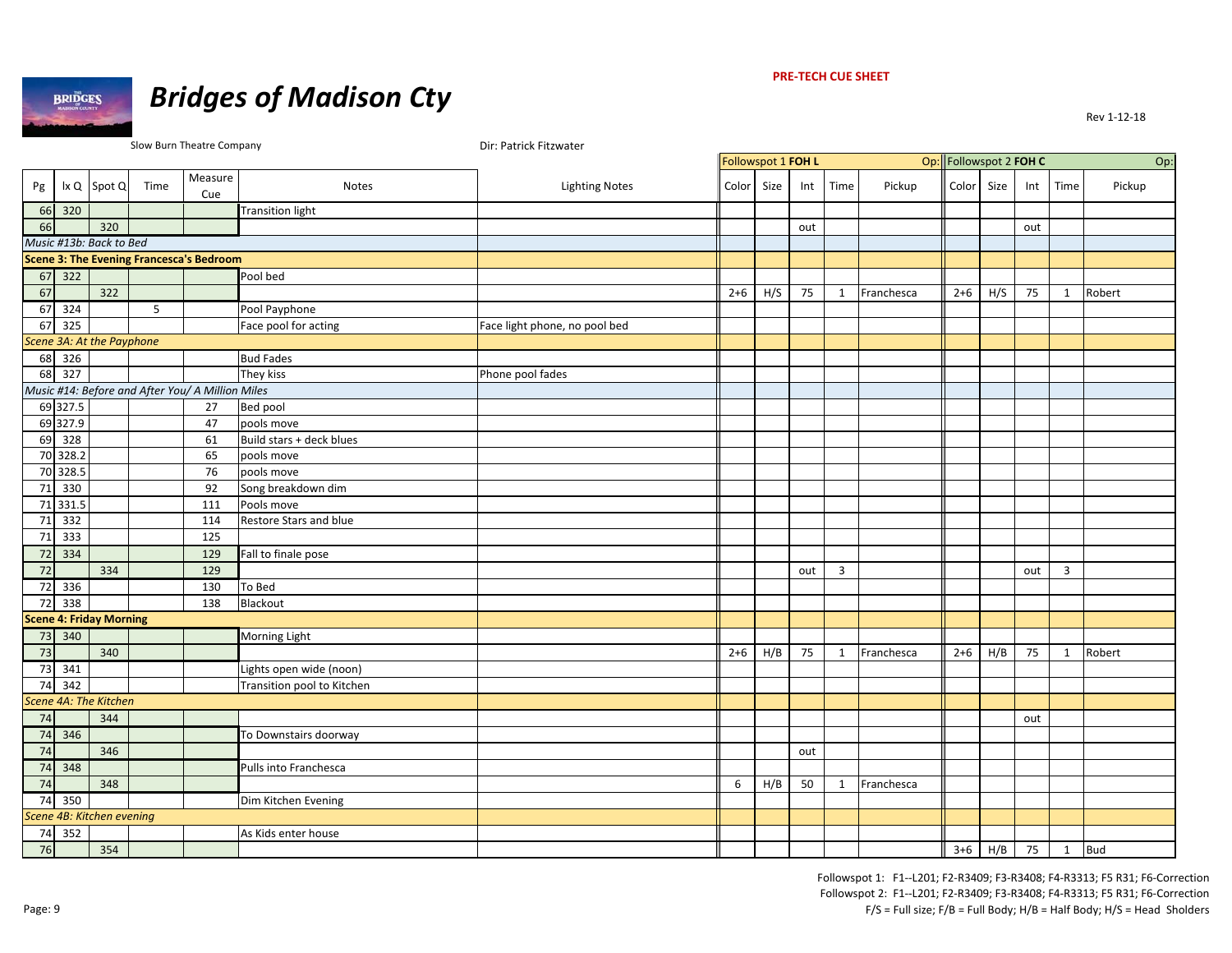**PRE-TECH CUE SHEET**

# Bridges of Madison Cty

Rev 1-12-18

Slow Burn Theatre Company

Dir: Patrick Fitzwater

| Pg | lx Q | Spot Q | Time | Measure Cue | Notes | Lighting Notes | Followspot 1 FOH L Color | Size | Int | Time | Pickup | Followspot 2 FOH C Color | Size | Int | Time | Pickup |
|---|---|---|---|---|---|---|---|---|---|---|---|---|---|---|---|---|
| 66 | 320 | | | | Transition light | | | | | | | | | | | |
| 66 | | 320 | | | | | | | out | | | | | out | | |
| *Music #13b: Back to Bed* | | | | | | | | | | | | | | | | |
| **Scene 3: The Evening Francesca's Bedroom** | | | | | | | | | | | | | | | | |
| 67 | 322 | | | | Pool bed | | | | | | | | | | | |
| 67 | | 322 | | | | | 2+6 | H/S | 75 | 1 | Franchesca | 2+6 | H/S | 75 | 1 | Robert |
| 67 | 324 | | 5 | | Pool Payphone | | | | | | | | | | | |
| 67 | 325 | | | | Face pool for acting | Face light phone, no pool bed | | | | | | | | | | |
| *Scene 3A: At the Payphone* | | | | | | | | | | | | | | | | |
| 68 | 326 | | | | Bud Fades | | | | | | | | | | | |
| 68 | 327 | | | | They kiss | Phone pool fades | | | | | | | | | | |
| *Music #14: Before and After You/ A Million Miles* | | | | | | | | | | | | | | | | |
| 69 | 327.5 | | | 27 | Bed pool | | | | | | | | | | | |
| 69 | 327.9 | | | 47 | pools move | | | | | | | | | | | |
| 69 | 328 | | | 61 | Build stars + deck blues | | | | | | | | | | | |
| 70 | 328.2 | | | 65 | pools move | | | | | | | | | | | |
| 70 | 328.5 | | | 76 | pools move | | | | | | | | | | | |
| 71 | 330 | | | 92 | Song breakdown dim | | | | | | | | | | | |
| 71 | 331.5 | | | 111 | Pools move | | | | | | | | | | | |
| 71 | 332 | | | 114 | Restore Stars and blue | | | | | | | | | | | |
| 71 | 333 | | | 125 | | | | | | | | | | | | |
| 72 | 334 | | | 129 | Fall to finale pose | | | | | | | | | | | |
| 72 | | 334 | | 129 | | | | | out | 3 | | | | out | 3 | |
| 72 | 336 | | | 130 | To Bed | | | | | | | | | | | |
| 72 | 338 | | | 138 | Blackout | | | | | | | | | | | |
| **Scene 4: Friday Morning** | | | | | | | | | | | | | | | | |
| 73 | 340 | | | | Morning Light | | | | | | | | | | | |
| 73 | | 340 | | | | | 2+6 | H/B | 75 | 1 | Franchesca | 2+6 | H/B | 75 | 1 | Robert |
| 73 | 341 | | | | Lights open wide (noon) | | | | | | | | | | | |
| 74 | 342 | | | | Transition pool to Kitchen | | | | | | | | | | | |
| *Scene 4A: The Kitchen* | | | | | | | | | | | | | | | | |
| 74 | | 344 | | | | | | | | | | | | out | | |
| 74 | 346 | | | | To Downstairs doorway | | | | | | | | | | | |
| 74 | | 346 | | | | | | | out | | | | | | | |
| 74 | 348 | | | | Pulls into Franchesca | | | | | | | | | | | |
| 74 | | 348 | | | | | 6 | H/B | 50 | 1 | Franchesca | | | | | |
| 74 | 350 | | | | Dim Kitchen Evening | | | | | | | | | | | |
| *Scene 4B: Kitchen evening* | | | | | | | | | | | | | | | | |
| 74 | 352 | | | | As Kids enter house | | | | | | | | | | | |
| 76 | | 354 | | | | | | | | | | 3+6 | H/B | 75 | 1 | Bud |

Followspot 1: F1--L201; F2-R3409; F3-R3408; F4-R3313; F5 R31; F6-Correction
Followspot 2: F1--L201; F2-R3409; F3-R3408; F4-R3313; F5 R31; F6-Correction
F/S = Full size; F/B = Full Body; H/B = Half Body; H/S = Head Sholders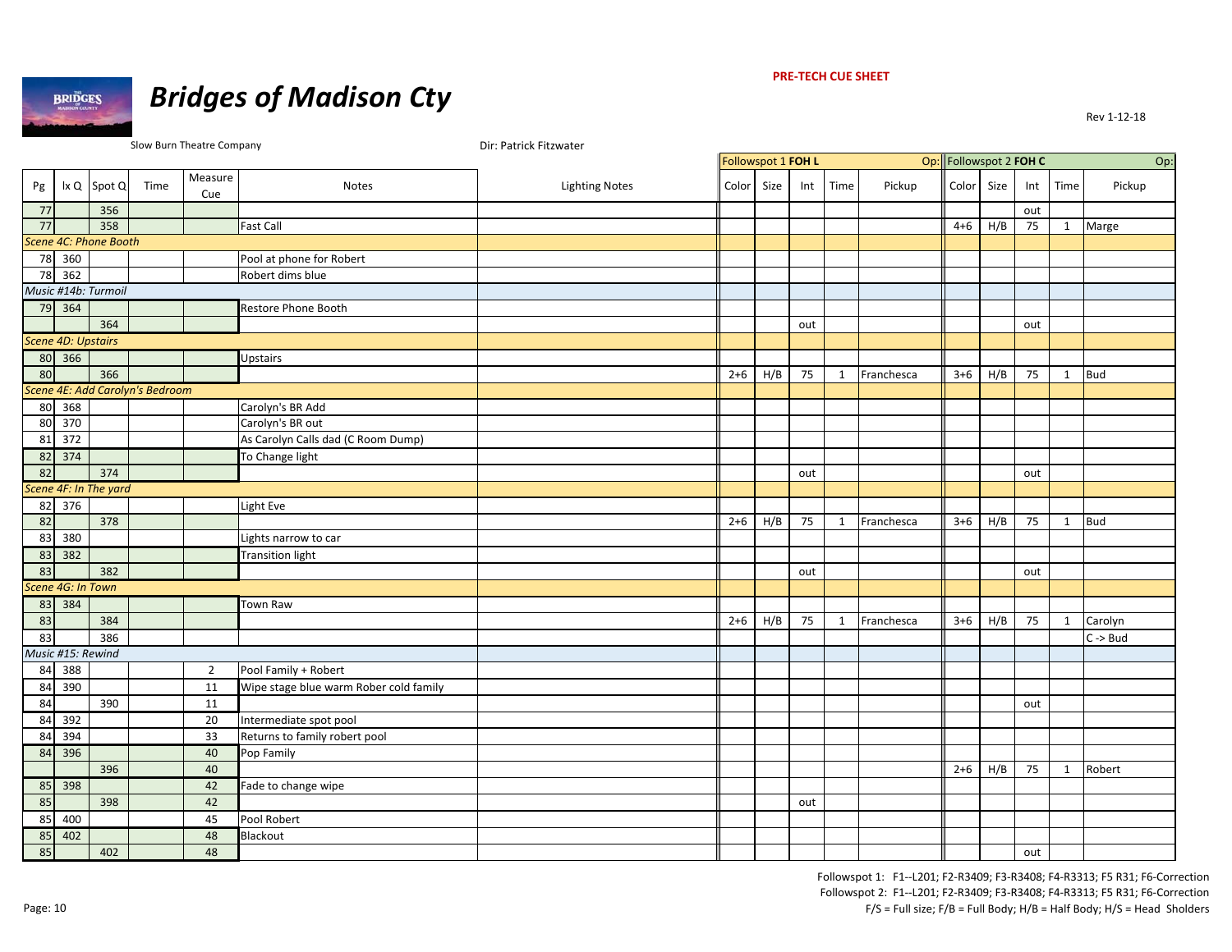**PRE-TECH CUE SHEET**

# Bridges of Madison Cty

Rev 1-12-18

Slow Burn Theatre Company

Dir: Patrick Fitzwater

| Pg | lx Q | Spot Q | Time | Measure Cue | Notes | Lighting Notes | Followspot 1 FOH L Color | Size | Int | Time | Pickup | Followspot 2 FOH C Color | Size | Int | Time | Pickup |
|---|---|---|---|---|---|---|---|---|---|---|---|---|---|---|---|---|
| | | | | | | | Op: | | | | | Op: | | | | |
| 77 | | 356 | | | | | | | | | | | | out | | |
| 77 | | 358 | | | Fast Call | | | | | | | 4+6 | H/B | 75 | 1 | Marge |
| *Scene 4C: Phone Booth* | | | | | | | | | | | | | | | | |
| 78 | 360 | | | | Pool at phone for Robert | | | | | | | | | | | |
| 78 | 362 | | | | Robert dims blue | | | | | | | | | | | |
| *Music #14b: Turmoil* | | | | | | | | | | | | | | | | |
| 79 | 364 | | | | Restore Phone Booth | | | | | | | | | | | |
| | | 364 | | | | | | | out | | | | | out | | |
| *Scene 4D: Upstairs* | | | | | | | | | | | | | | | | |
| 80 | 366 | | | | Upstairs | | | | | | | | | | | |
| 80 | | 366 | | | | | 2+6 | H/B | 75 | 1 | Franchesca | 3+6 | H/B | 75 | 1 | Bud |
| *Scene 4E: Add Carolyn's Bedroom* | | | | | | | | | | | | | | | | |
| 80 | 368 | | | | Carolyn's BR Add | | | | | | | | | | | |
| 80 | 370 | | | | Carolyn's BR out | | | | | | | | | | | |
| 81 | 372 | | | | As Carolyn Calls dad (C Room Dump) | | | | | | | | | | | |
| 82 | 374 | | | | To Change light | | | | | | | | | | | |
| 82 | | 374 | | | | | | | out | | | | | out | | |
| *Scene 4F: In The yard* | | | | | | | | | | | | | | | | |
| 82 | 376 | | | | Light Eve | | | | | | | | | | | |
| 82 | | 378 | | | | | 2+6 | H/B | 75 | 1 | Franchesca | 3+6 | H/B | 75 | 1 | Bud |
| 83 | 380 | | | | Lights narrow to car | | | | | | | | | | | |
| 83 | 382 | | | | Transition light | | | | | | | | | | | |
| 83 | | 382 | | | | | | | out | | | | | out | | |
| *Scene 4G: In Town* | | | | | | | | | | | | | | | | |
| 83 | 384 | | | | Town Raw | | | | | | | | | | | |
| 83 | | 384 | | | | | 2+6 | H/B | 75 | 1 | Franchesca | 3+6 | H/B | 75 | 1 | Carolyn |
| 83 | | 386 | | | | | | | | | | | | | | C -> Bud |
| *Music #15: Rewind* | | | | | | | | | | | | | | | | |
| 84 | 388 | | | 2 | Pool Family + Robert | | | | | | | | | | | |
| 84 | 390 | | | 11 | Wipe stage blue warm Rober cold family | | | | | | | | | | | |
| 84 | | 390 | | 11 | | | | | | | | | | out | | |
| 84 | 392 | | | 20 | Intermediate spot pool | | | | | | | | | | | |
| 84 | 394 | | | 33 | Returns to family robert pool | | | | | | | | | | | |
| 84 | 396 | | | 40 | Pop Family | | | | | | | | | | | |
| | | 396 | | 40 | | | | | | | | 2+6 | H/B | 75 | 1 | Robert |
| 85 | 398 | | | 42 | Fade to change wipe | | | | | | | | | | | |
| 85 | | 398 | | 42 | | | | | out | | | | | | | |
| 85 | 400 | | | 45 | Pool Robert | | | | | | | | | | | |
| 85 | 402 | | | 48 | Blackout | | | | | | | | | | | |
| 85 | | 402 | | 48 | | | | | | | | | | out | | |

Followspot 1: F1--L201; F2-R3409; F3-R3408; F4-R3313; F5 R31; F6-Correction
Followspot 2: F1--L201; F2-R3409; F3-R3408; F4-R3313; F5 R31; F6-Correction
F/S = Full size; F/B = Full Body; H/B = Half Body; H/S = Head Sholders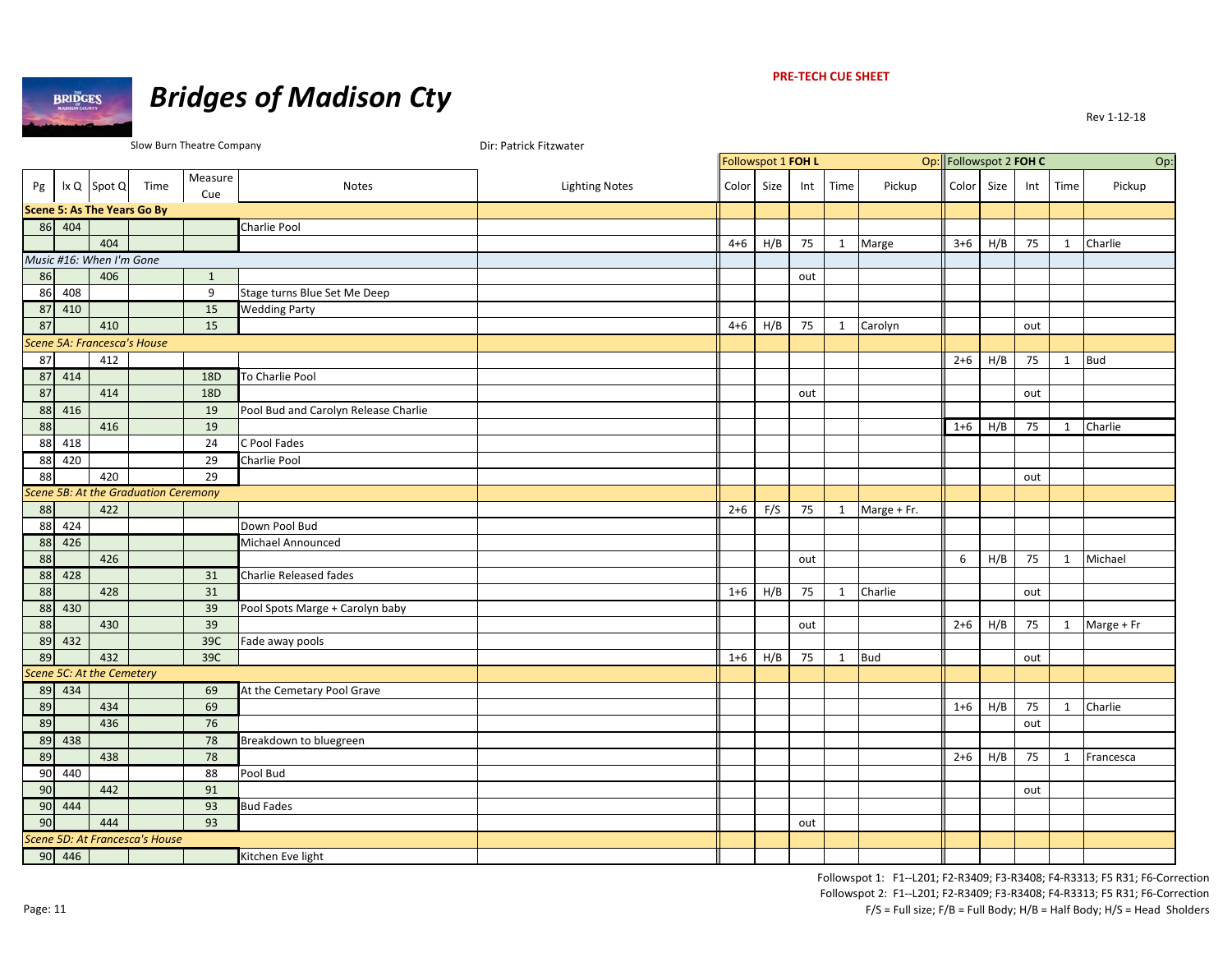PRE-TECH CUE SHEET

# Bridges of Madison Cty

Rev 1-12-18

Slow Burn Theatre Company

Dir: Patrick Fitzwater

| | | | | | | | Followspot 1 FOH L | | | | Op: | Followspot 2 FOH C | | | | Op: |
|---|---|---|---|---|---|---|---|---|---|---|---|---|---|---|---|---|
| Pg | lx Q | Spot Q | Time | Measure Cue | Notes | Lighting Notes | Color | Size | Int | Time | Pickup | Color | Size | Int | Time | Pickup |
| **Scene 5: As The Years Go By** | | | | | | | | | | | | | | | | |
| 86 | 404 | | | | Charlie Pool | | | | | | | | | | | |
| | | 404 | | | | | 4+6 | H/B | 75 | 1 | Marge | 3+6 | H/B | 75 | 1 | Charlie |
| *Music #16: When I'm Gone* | | | | | | | | | | | | | | | | |
| 86 | | 406 | | 1 | | | | | out | | | | | | | |
| 86 | 408 | | | 9 | Stage turns Blue Set Me Deep | | | | | | | | | | | |
| 87 | 410 | | | 15 | Wedding Party | | | | | | | | | | | |
| 87 | | 410 | | 15 | | | 4+6 | H/B | 75 | 1 | Carolyn | | | out | | |
| *Scene 5A: Francesca's House* | | | | | | | | | | | | | | | | |
| 87 | | 412 | | | | | | | | | | 2+6 | H/B | 75 | 1 | Bud |
| 87 | 414 | | | 18D | To Charlie Pool | | | | | | | | | | | |
| 87 | | 414 | | 18D | | | | | out | | | | | out | | |
| 88 | 416 | | | 19 | Pool Bud and Carolyn Release Charlie | | | | | | | | | | | |
| 88 | | 416 | | 19 | | | | | | | | 1+6 | H/B | 75 | 1 | Charlie |
| 88 | 418 | | | 24 | C Pool Fades | | | | | | | | | | | |
| 88 | 420 | | | 29 | Charlie Pool | | | | | | | | | | | |
| 88 | | 420 | | 29 | | | | | | | | | | out | | |
| *Scene 5B: At the Graduation Ceremony* | | | | | | | | | | | | | | | | |
| 88 | | 422 | | | | | 2+6 | F/S | 75 | 1 | Marge + Fr. | | | | | |
| 88 | 424 | | | | Down Pool Bud | | | | | | | | | | | |
| 88 | 426 | | | | Michael Announced | | | | | | | | | | | |
| 88 | | 426 | | | | | | | out | | | 6 | H/B | 75 | 1 | Michael |
| 88 | 428 | | | 31 | Charlie Released fades | | | | | | | | | | | |
| 88 | | 428 | | 31 | | | 1+6 | H/B | 75 | 1 | Charlie | | | out | | |
| 88 | 430 | | | 39 | Pool Spots Marge + Carolyn baby | | | | | | | | | | | |
| 88 | | 430 | | 39 | | | | | out | | | 2+6 | H/B | 75 | 1 | Marge + Fr |
| 89 | 432 | | | 39C | Fade away pools | | | | | | | | | | | |
| 89 | | 432 | | 39C | | | 1+6 | H/B | 75 | 1 | Bud | | | out | | |
| *Scene 5C: At the Cemetery* | | | | | | | | | | | | | | | | |
| 89 | 434 | | | 69 | At the Cemetary Pool Grave | | | | | | | | | | | |
| 89 | | 434 | | 69 | | | | | | | | 1+6 | H/B | 75 | 1 | Charlie |
| 89 | | 436 | | 76 | | | | | | | | | | out | | |
| 89 | 438 | | | 78 | Breakdown to bluegreen | | | | | | | | | | | |
| 89 | | 438 | | 78 | | | | | | | | 2+6 | H/B | 75 | 1 | Francesca |
| 90 | 440 | | | 88 | Pool Bud | | | | | | | | | | | |
| 90 | | 442 | | 91 | | | | | | | | | | out | | |
| 90 | 444 | | | 93 | Bud Fades | | | | | | | | | | | |
| 90 | | 444 | | 93 | | | | | out | | | | | | | |
| *Scene 5D: At Francesca's House* | | | | | | | | | | | | | | | | |
| 90 | 446 | | | | Kitchen Eve light | | | | | | | | | | | |

Followspot 1: F1--L201; F2-R3409; F3-R3408; F4-R3313; F5 R31; F6-Correction
Followspot 2: F1--L201; F2-R3409; F3-R3408; F4-R3313; F5 R31; F6-Correction
F/S = Full size; F/B = Full Body; H/B = Half Body; H/S = Head Sholders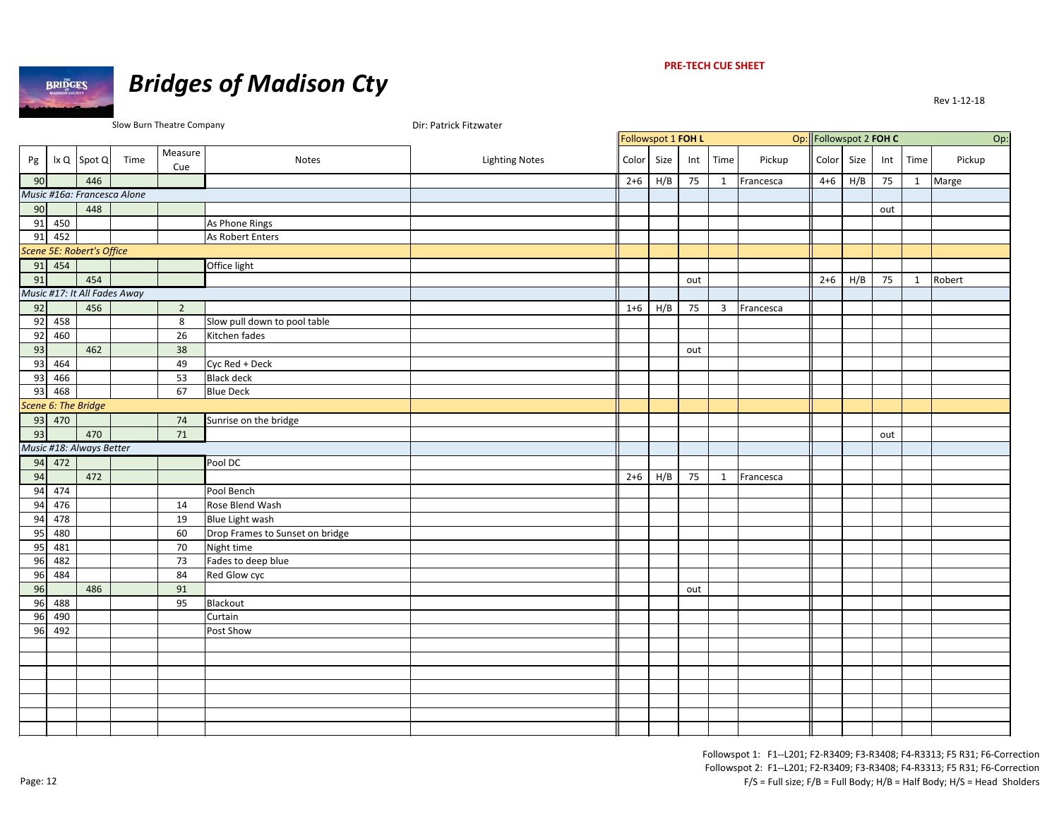**PRE-TECH CUE SHEET**

# Bridges of Madison Cty

Rev 1-12-18

Slow Burn Theatre Company

Dir: Patrick Fitzwater

| Pg | lx Q | Spot Q | Time | Measure Cue | Notes | Lighting Notes | Followspot 1 FOH L Color | Size | Int | Time | Pickup | Followspot 2 FOH C Color | Size | Int | Time | Pickup |
|---|---|---|---|---|---|---|---|---|---|---|---|---|---|---|---|---|
| 90 | | 446 | | | | | 2+6 | H/B | 75 | 1 | Francesca | 4+6 | H/B | 75 | 1 | Marge |
| *Music #16a: Francesca Alone* | | | | | | | | | | | | | | | | |
| 90 | | 448 | | | | | | | | | | | | out | | |
| 91 | 450 | | | | As Phone Rings | | | | | | | | | | | |
| 91 | 452 | | | | As Robert Enters | | | | | | | | | | | |
| *Scene 5E: Robert's Office* | | | | | | | | | | | | | | | | |
| 91 | 454 | | | | Office light | | | | | | | | | | | |
| 91 | | 454 | | | | | | | out | | | 2+6 | H/B | 75 | 1 | Robert |
| *Music #17: It All Fades Away* | | | | | | | | | | | | | | | | |
| 92 | | 456 | | 2 | | | 1+6 | H/B | 75 | 3 | Francesca | | | | | |
| 92 | 458 | | | 8 | Slow pull down to pool table | | | | | | | | | | | |
| 92 | 460 | | | 26 | Kitchen fades | | | | | | | | | | | |
| 93 | | 462 | | 38 | | | | | out | | | | | | | |
| 93 | 464 | | | 49 | Cyc Red + Deck | | | | | | | | | | | |
| 93 | 466 | | | 53 | Black deck | | | | | | | | | | | |
| 93 | 468 | | | 67 | Blue Deck | | | | | | | | | | | |
| *Scene 6: The Bridge* | | | | | | | | | | | | | | | | |
| 93 | 470 | | | 74 | Sunrise on the bridge | | | | | | | | | | | |
| 93 | | 470 | | 71 | | | | | | | | | | out | | |
| *Music #18: Always Better* | | | | | | | | | | | | | | | | |
| 94 | 472 | | | | Pool DC | | | | | | | | | | | |
| 94 | | 472 | | | | | 2+6 | H/B | 75 | 1 | Francesca | | | | | |
| 94 | 474 | | | | Pool Bench | | | | | | | | | | | |
| 94 | 476 | | | 14 | Rose Blend Wash | | | | | | | | | | | |
| 94 | 478 | | | 19 | Blue Light wash | | | | | | | | | | | |
| 95 | 480 | | | 60 | Drop Frames to Sunset on bridge | | | | | | | | | | | |
| 95 | 481 | | | 70 | Night time | | | | | | | | | | | |
| 96 | 482 | | | 73 | Fades to deep blue | | | | | | | | | | | |
| 96 | 484 | | | 84 | Red Glow cyc | | | | | | | | | | | |
| 96 | | 486 | | 91 | | | | | out | | | | | | | |
| 96 | 488 | | | 95 | Blackout | | | | | | | | | | | |
| 96 | 490 | | | | Curtain | | | | | | | | | | | |
| 96 | 492 | | | | Post Show | | | | | | | | | | | |

Followspot 1: F1--L201; F2-R3409; F3-R3408; F4-R3313; F5 R31; F6-Correction
Followspot 2: F1--L201; F2-R3409; F3-R3408; F4-R3313; F5 R31; F6-Correction
F/S = Full size; F/B = Full Body; H/B = Half Body; H/S = Head Sholders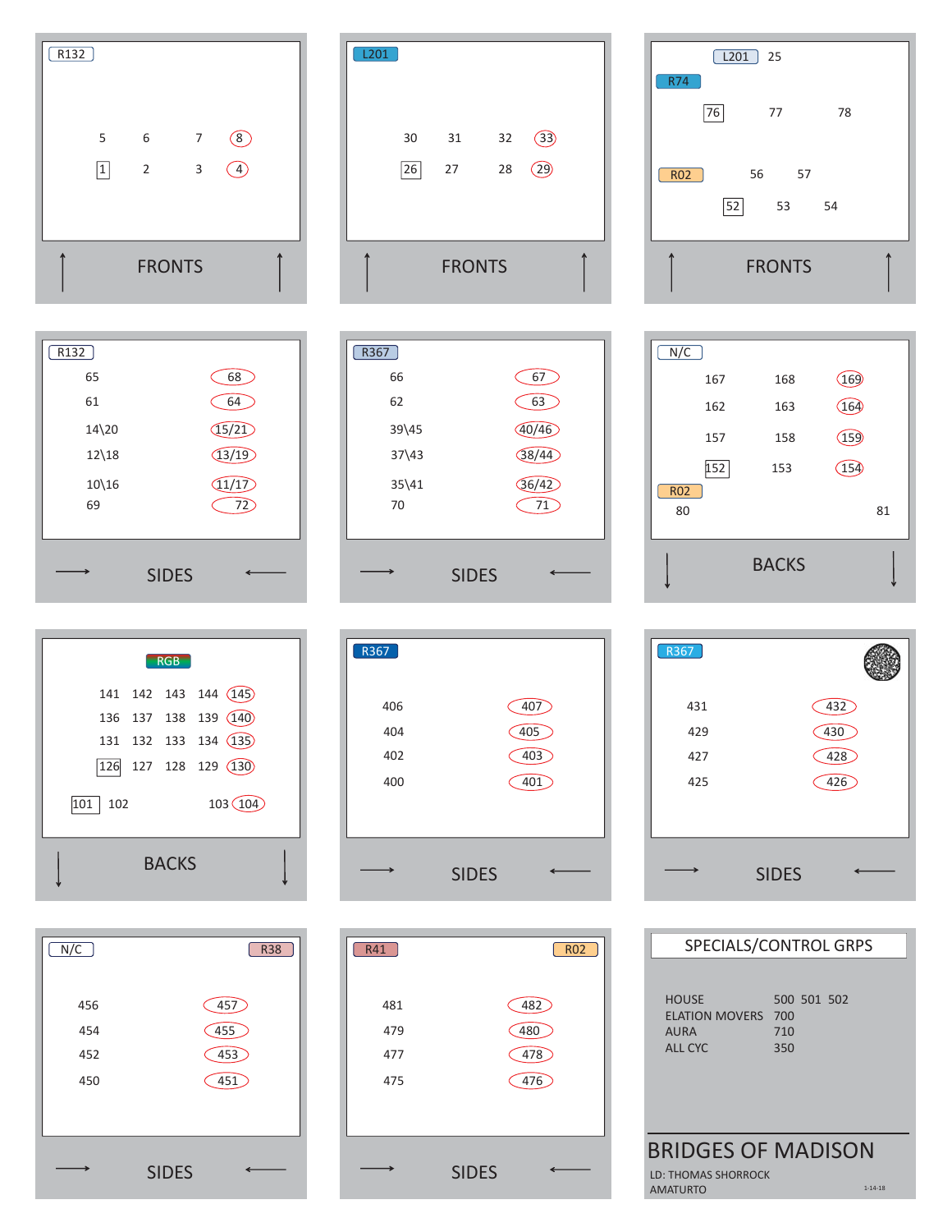## FRONTS (R132)

5 6 7 8

1 2 3 4

## FRONTS (L201)

30 31 32 33

26 27 28 29

## FRONTS

L201 25

R74

76 77 78

R02

56 57

52 53 54

## SIDES (R132)

| | |
|---|---|
| 65 | 68 |
| 61 | 64 |
| 14\20 | 15/21 |
| 12\18 | 13/19 |
| 10\16 | 11/17 |
| 69 | 72 |

## SIDES (R367)

| | |
|---|---|
| 66 | 67 |
| 62 | 63 |
| 39\45 | 40/46 |
| 37\43 | 38/44 |
| 35\41 | 36/42 |
| 70 | 71 |

## BACKS (N/C)

167 168 169

162 163 164

157 158 159

152 153 154

R02

80 81

## BACKS (RGB)

141 142 143 144 145

136 137 138 139 140

131 132 133 134 135

126 127 128 129 130

101 102 103 104

## SIDES (R367)

| | |
|---|---|
| 406 | 407 |
| 404 | 405 |
| 402 | 403 |
| 400 | 401 |

## SIDES (R367)

| | |
|---|---|
| 431 | 432 |
| 429 | 430 |
| 427 | 428 |
| 425 | 426 |

## SIDES (N/C, R38)

| | |
|---|---|
| 456 | 457 |
| 454 | 455 |
| 452 | 453 |
| 450 | 451 |

## SIDES (R41, R02)

| | |
|---|---|
| 481 | 482 |
| 479 | 480 |
| 477 | 478 |
| 475 | 476 |

## SPECIALS/CONTROL GRPS

| | |
|---|---|
| HOUSE | 500 501 502 |
| ELATION MOVERS | 700 |
| AURA | 710 |
| ALL CYC | 350 |

# BRIDGES OF MADISON

LD: THOMAS SHORROCK

AMATURTO

1-14-18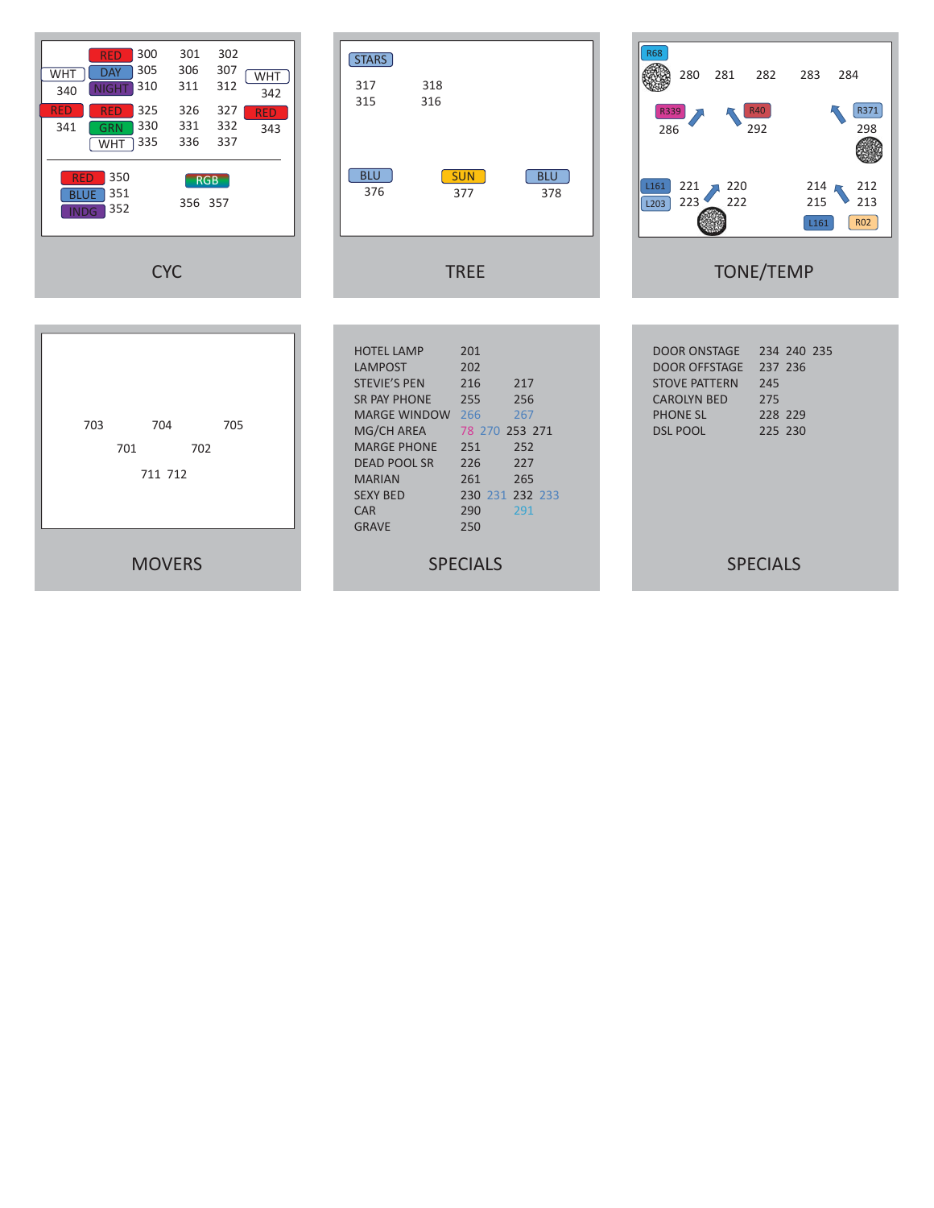## CYC

RED 300 301 302
WHT 340
DAY 305 306 307
WHT 342
NIGHT 310 311 312
RED 341
RED 325 326 327
RED 343
GRN 330 331 332
WHT 335 336 337

RED 350
BLUE 351
INDG 352
RGB 356 357

## TREE

STARS
317 318
315 316

BLU 376
SUN 377
BLU 378

## TONE/TEMP

R68
280 281 282 283 284
R339 286
R40 292
R371 298
L161 221 220 214 212
L203 223 222 215 213
L161 R02

## MOVERS

703 704 705
701 702
711 712

## SPECIALS

| | | |
|---|---|---|
| HOTEL LAMP | 201 | |
| LAMPOST | 202 | |
| STEVIE'S PEN | 216 | 217 |
| SR PAY PHONE | 255 | 256 |
| MARGE WINDOW | 266 | 267 |
| MG/CH AREA | 78 270 | 253 271 |
| MARGE PHONE | 251 | 252 |
| DEAD POOL SR | 226 | 227 |
| MARIAN | 261 | 265 |
| SEXY BED | 230 231 | 232 233 |
| CAR | 290 | 291 |
| GRAVE | 250 | |

## SPECIALS

| | |
|---|---|
| DOOR ONSTAGE | 234 240 235 |
| DOOR OFFSTAGE | 237 236 |
| STOVE PATTERN | 245 |
| CAROLYN BED | 275 |
| PHONE SL | 228 229 |
| DSL POOL | 225 230 |